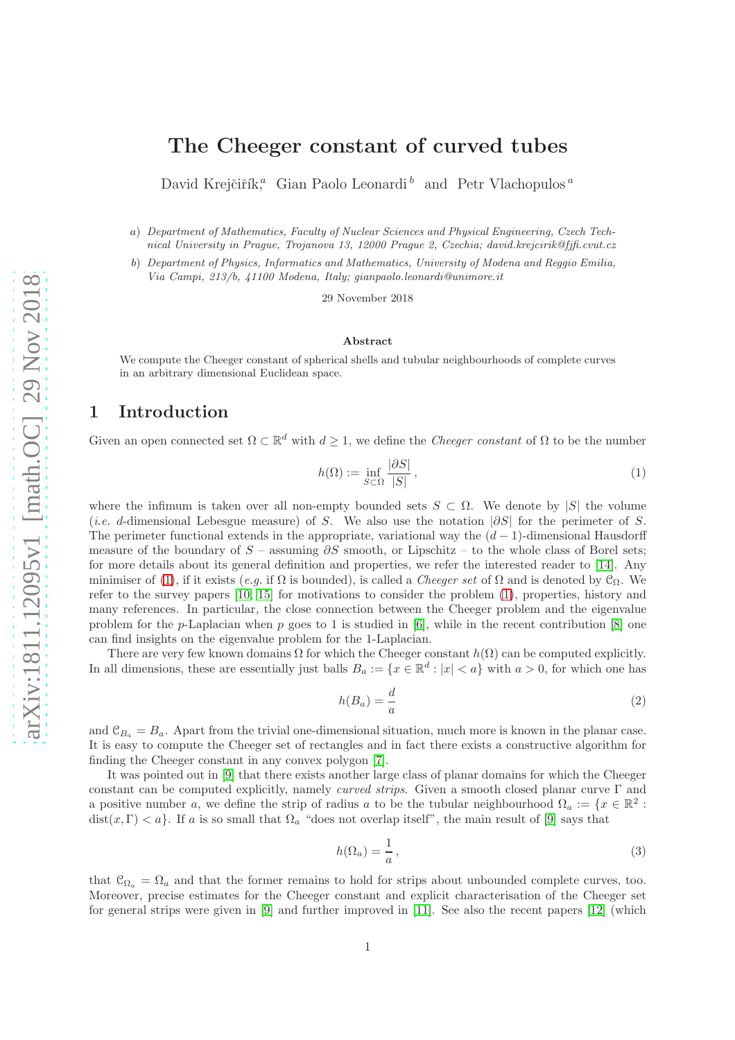# The Cheeger constant of curved tubes

David Krejčiřík,[a] Gian Paolo Leonardi[b] and Petr Vlachopulos[a]

a) *Department of Mathematics, Faculty of Nuclear Sciences and Physical Engineering, Czech Technical University in Prague, Trojanova 13, 12000 Prague 2, Czechia; david.krejcirik@fjfi.cvut.cz*

b) *Department of Physics, Informatics and Mathematics, University of Modena and Reggio Emilia, Via Campi, 213/b, 41100 Modena, Italy; gianpaolo.leonardi@unimore.it*

29 November 2018

#### Abstract

We compute the Cheeger constant of spherical shells and tubular neighbourhoods of complete curves in an arbitrary dimensional Euclidean space.

## 1 Introduction

Given an open connected set $\Omega \subset \mathbb{R}^d$ with $d \geq 1$, we define the *Cheeger constant* of $\Omega$ to be the number

$$h(\Omega) := \inf_{S \subset \Omega} \frac{|\partial S|}{|S|}, \tag{1}$$

where the infimum is taken over all non-empty bounded sets $S \subset \Omega$. We denote by $|S|$ the volume (*i.e.* $d$-dimensional Lebesgue measure) of $S$. We also use the notation $|\partial S|$ for the perimeter of $S$. The perimeter functional extends in the appropriate, variational way the $(d-1)$-dimensional Hausdorff measure of the boundary of $S$ – assuming $\partial S$ smooth, or Lipschitz – to the whole class of Borel sets; for more details about its general definition and properties, we refer the interested reader to [14]. Any minimiser of (1), if it exists (*e.g.* if $\Omega$ is bounded), is called a *Cheeger set* of $\Omega$ and is denoted by $\mathcal{C}_\Omega$. We refer to the survey papers [10, 15] for motivations to consider the problem (1), properties, history and many references. In particular, the close connection between the Cheeger problem and the eigenvalue problem for the $p$-Laplacian when $p$ goes to 1 is studied in [6], while in the recent contribution [8] one can find insights on the eigenvalue problem for the 1-Laplacian.

There are very few known domains $\Omega$ for which the Cheeger constant $h(\Omega)$ can be computed explicitly. In all dimensions, these are essentially just balls $B_a := \{x \in \mathbb{R}^d : |x| < a\}$ with $a > 0$, for which one has

$$h(B_a) = \frac{d}{a} \tag{2}$$

and $\mathcal{C}_{B_a} = B_a$. Apart from the trivial one-dimensional situation, much more is known in the planar case. It is easy to compute the Cheeger set of rectangles and in fact there exists a constructive algorithm for finding the Cheeger constant in any convex polygon [7].

It was pointed out in [9] that there exists another large class of planar domains for which the Cheeger constant can be computed explicitly, namely *curved strips*. Given a smooth closed planar curve $\Gamma$ and a positive number $a$, we define the strip of radius $a$ to be the tubular neighbourhood $\Omega_a := \{x \in \mathbb{R}^2 : \operatorname{dist}(x, \Gamma) < a\}$. If $a$ is so small that $\Omega_a$ "does not overlap itself", the main result of [9] says that

$$h(\Omega_a) = \frac{1}{a}, \tag{3}$$

that $\mathcal{C}_{\Omega_a} = \Omega_a$ and that the former remains to hold for strips about unbounded complete curves, too. Moreover, precise estimates for the Cheeger constant and explicit characterisation of the Cheeger set for general strips were given in [9] and further improved in [11]. See also the recent papers [12] (which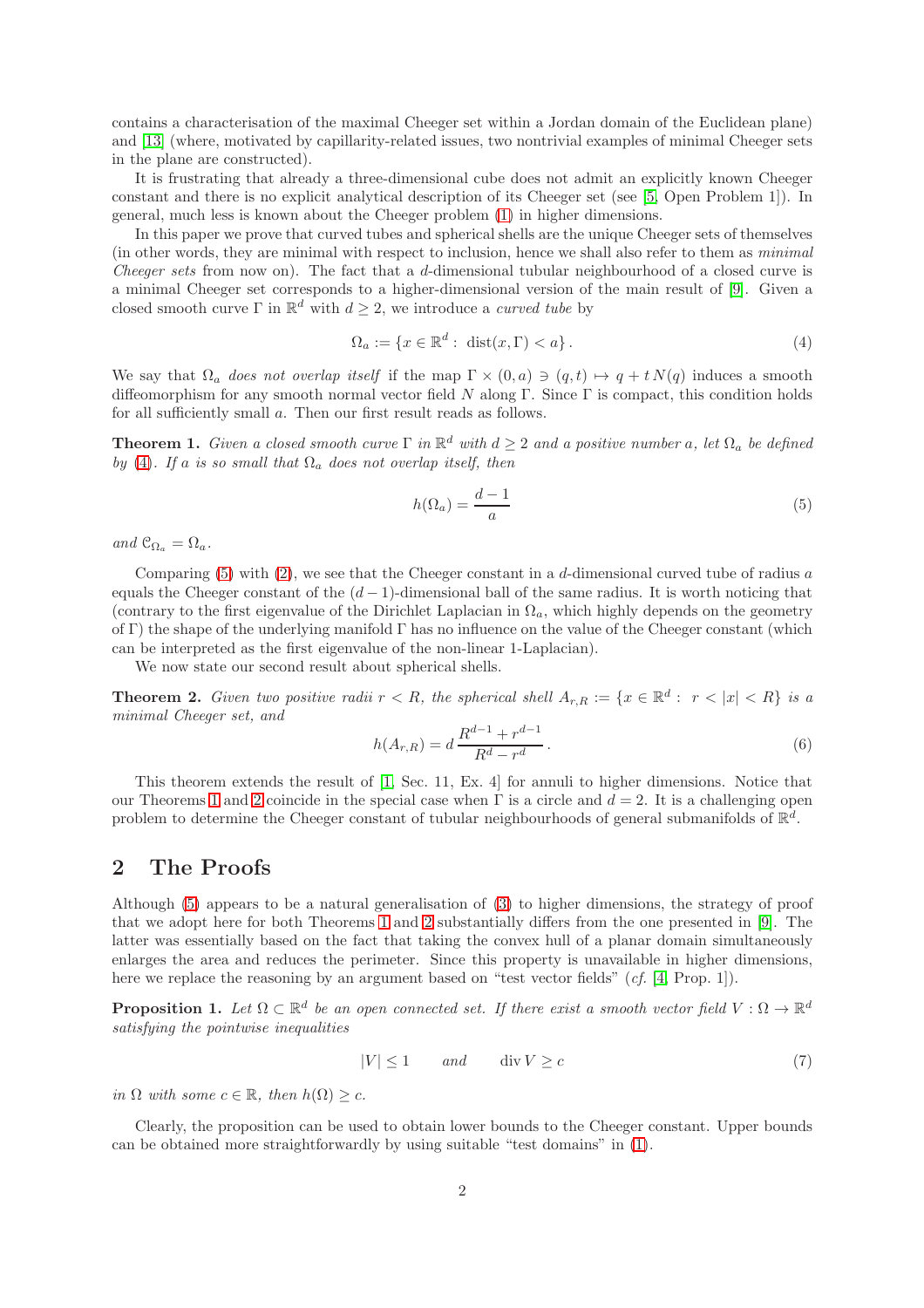contains a characterisation of the maximal Cheeger set within a Jordan domain of the Euclidean plane) and [13] (where, motivated by capillarity-related issues, two nontrivial examples of minimal Cheeger sets in the plane are constructed).

It is frustrating that already a three-dimensional cube does not admit an explicitly known Cheeger constant and there is no explicit analytical description of its Cheeger set (see [5, Open Problem 1]). In general, much less is known about the Cheeger problem (1) in higher dimensions.

In this paper we prove that curved tubes and spherical shells are the unique Cheeger sets of themselves (in other words, they are minimal with respect to inclusion, hence we shall also refer to them as *minimal Cheeger sets* from now on). The fact that a $d$-dimensional tubular neighbourhood of a closed curve is a minimal Cheeger set corresponds to a higher-dimensional version of the main result of [9]. Given a closed smooth curve $\Gamma$ in $\mathbb{R}^d$ with $d \geq 2$, we introduce a *curved tube* by

$$\Omega_a := \{x \in \mathbb{R}^d : \ \operatorname{dist}(x, \Gamma) < a\} . \tag{4}$$

We say that $\Omega_a$ *does not overlap itself* if the map $\Gamma \times (0, a) \ni (q, t) \mapsto q + t\, N(q)$ induces a smooth diffeomorphism for any smooth normal vector field $N$ along $\Gamma$. Since $\Gamma$ is compact, this condition holds for all sufficiently small $a$. Then our first result reads as follows.

**Theorem 1.** *Given a closed smooth curve $\Gamma$ in $\mathbb{R}^d$ with $d \geq 2$ and a positive number $a$, let $\Omega_a$ be defined by (4). If $a$ is so small that $\Omega_a$ does not overlap itself, then*

$$h(\Omega_a) = \frac{d-1}{a} \tag{5}$$

*and $\mathcal{C}_{\Omega_a} = \Omega_a$.*

Comparing (5) with (2), we see that the Cheeger constant in a $d$-dimensional curved tube of radius $a$ equals the Cheeger constant of the $(d-1)$-dimensional ball of the same radius. It is worth noticing that (contrary to the first eigenvalue of the Dirichlet Laplacian in $\Omega_a$, which highly depends on the geometry of $\Gamma$) the shape of the underlying manifold $\Gamma$ has no influence on the value of the Cheeger constant (which can be interpreted as the first eigenvalue of the non-linear 1-Laplacian).

We now state our second result about spherical shells.

**Theorem 2.** *Given two positive radii $r < R$, the spherical shell $A_{r,R} := \{x \in \mathbb{R}^d : \ r < |x| < R\}$ is a minimal Cheeger set, and*

$$h(A_{r,R}) = d\, \frac{R^{d-1} + r^{d-1}}{R^d - r^d} . \tag{6}$$

This theorem extends the result of [1, Sec. 11, Ex. 4] for annuli to higher dimensions. Notice that our Theorems 1 and 2 coincide in the special case when $\Gamma$ is a circle and $d = 2$. It is a challenging open problem to determine the Cheeger constant of tubular neighbourhoods of general submanifolds of $\mathbb{R}^d$.

## 2 The Proofs

Although (5) appears to be a natural generalisation of (3) to higher dimensions, the strategy of proof that we adopt here for both Theorems 1 and 2 substantially differs from the one presented in [9]. The latter was essentially based on the fact that taking the convex hull of a planar domain simultaneously enlarges the area and reduces the perimeter. Since this property is unavailable in higher dimensions, here we replace the reasoning by an argument based on "test vector fields" (*cf.* [4, Prop. 1]).

**Proposition 1.** *Let $\Omega \subset \mathbb{R}^d$ be an open connected set. If there exist a smooth vector field $V : \Omega \to \mathbb{R}^d$ satisfying the pointwise inequalities*

$$|V| \leq 1 \qquad \text{and} \qquad \operatorname{div} V \geq c \tag{7}$$

*in $\Omega$ with some $c \in \mathbb{R}$, then $h(\Omega) \geq c$.*

Clearly, the proposition can be used to obtain lower bounds to the Cheeger constant. Upper bounds can be obtained more straightforwardly by using suitable "test domains" in (1).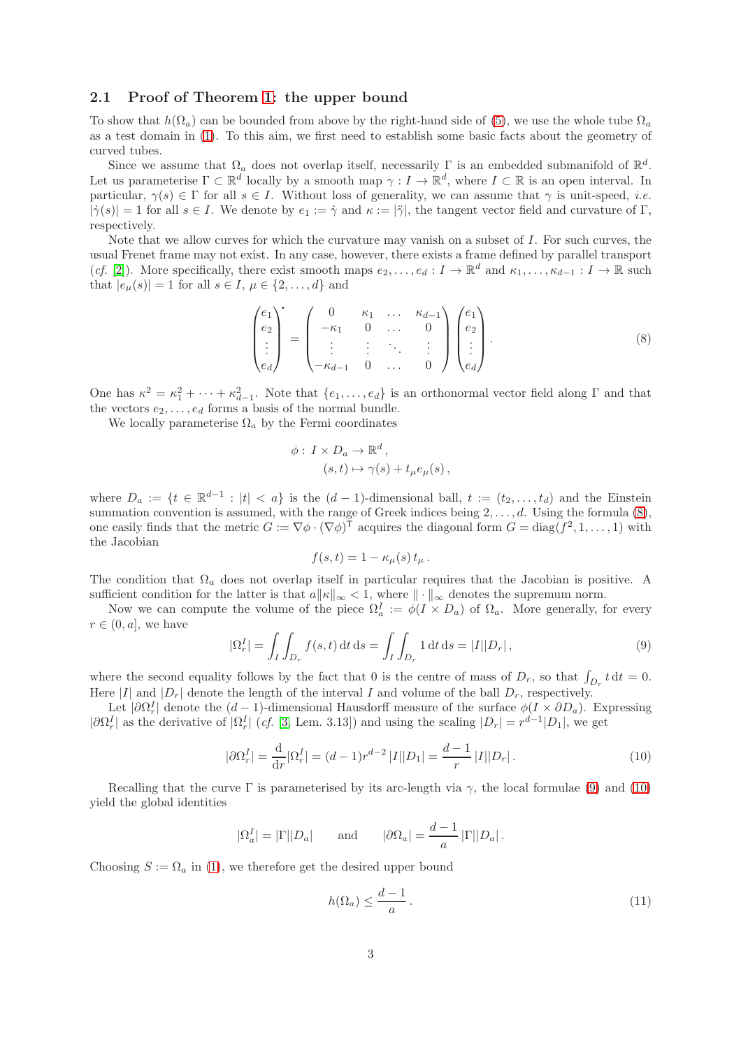### 2.1 Proof of Theorem 1: the upper bound

To show that $h(\Omega_a)$ can be bounded from above by the right-hand side of (5), we use the whole tube $\Omega_a$ as a test domain in (1). To this aim, we first need to establish some basic facts about the geometry of curved tubes.

Since we assume that $\Omega_a$ does not overlap itself, necessarily $\Gamma$ is an embedded submanifold of $\mathbb{R}^d$. Let us parameterise $\Gamma \subset \mathbb{R}^d$ locally by a smooth map $\gamma : I \to \mathbb{R}^d$, where $I \subset \mathbb{R}$ is an open interval. In particular, $\gamma(s) \in \Gamma$ for all $s \in I$. Without loss of generality, we can assume that $\gamma$ is unit-speed, *i.e.* $|\dot\gamma(s)| = 1$ for all $s \in I$. We denote by $e_1 := \dot\gamma$ and $\kappa := |\ddot\gamma|$, the tangent vector field and curvature of $\Gamma$, respectively.

Note that we allow curves for which the curvature may vanish on a subset of $I$. For such curves, the usual Frenet frame may not exist. In any case, however, there exists a frame defined by parallel transport (*cf.* [2]). More specifically, there exist smooth maps $e_2, \dots, e_d : I \to \mathbb{R}^d$ and $\kappa_1, \dots, \kappa_{d-1} : I \to \mathbb{R}$ such that $|e_\mu(s)| = 1$ for all $s \in I$, $\mu \in \{2, \dots, d\}$ and

$$\begin{pmatrix} e_1 \\ e_2 \\ \vdots \\ e_d \end{pmatrix}^{\bullet} = \begin{pmatrix} 0 & \kappa_1 & \dots & \kappa_{d-1} \\ -\kappa_1 & 0 & \dots & 0 \\ \vdots & \vdots & \ddots & \vdots \\ -\kappa_{d-1} & 0 & \dots & 0 \end{pmatrix} \begin{pmatrix} e_1 \\ e_2 \\ \vdots \\ e_d \end{pmatrix}. \tag{8}$$

One has $\kappa^2 = \kappa_1^2 + \dots + \kappa_{d-1}^2$. Note that $\{e_1, \dots, e_d\}$ is an orthonormal vector field along $\Gamma$ and that the vectors $e_2, \dots, e_d$ forms a basis of the normal bundle.

We locally parameterise $\Omega_a$ by the Fermi coordinates

$$\begin{aligned} \phi : \, I \times D_a &\to \mathbb{R}^d \,, \\ (s,t) &\mapsto \gamma(s) + t_\mu e_\mu(s) \,, \end{aligned}$$

where $D_a := \{t \in \mathbb{R}^{d-1} : |t| < a\}$ is the $(d-1)$-dimensional ball, $t := (t_2, \dots, t_d)$ and the Einstein summation convention is assumed, with the range of Greek indices being $2, \dots, d$. Using the formula (8), one easily finds that the metric $G := \nabla\phi \cdot (\nabla\phi)^{\mathsf{T}}$ acquires the diagonal form $G = \operatorname{diag}(f^2, 1, \dots, 1)$ with the Jacobian

$$f(s,t) = 1 - \kappa_\mu(s)\, t_\mu \,.$$

The condition that $\Omega_a$ does not overlap itself in particular requires that the Jacobian is positive. A sufficient condition for the latter is that $a\|\kappa\|_\infty < 1$, where $\|\cdot\|_\infty$ denotes the supremum norm.

Now we can compute the volume of the piece $\Omega_a^I := \phi(I \times D_a)$ of $\Omega_a$. More generally, for every $r \in (0, a]$, we have

$$|\Omega_r^I| = \int_I \int_{D_r} f(s,t)\, \mathrm{d}t\, \mathrm{d}s = \int_I \int_{D_r} 1 \, \mathrm{d}t\, \mathrm{d}s = |I||D_r| \,, \tag{9}$$

where the second equality follows by the fact that 0 is the centre of mass of $D_r$, so that $\int_{D_r} t \, \mathrm{d}t = 0$. Here $|I|$ and $|D_r|$ denote the length of the interval $I$ and volume of the ball $D_r$, respectively.

Let $|\partial\Omega_r^I|$ denote the $(d-1)$-dimensional Hausdorff measure of the surface $\phi(I \times \partial D_a)$. Expressing $|\partial\Omega_r^I|$ as the derivative of $|\Omega_r^I|$ (*cf.* [3, Lem. 3.13]) and using the scaling $|D_r| = r^{d-1}|D_1|$, we get

$$|\partial\Omega_r^I| = \frac{\mathrm{d}}{\mathrm{d}r}|\Omega_r^I| = (d-1) r^{d-2}\, |I||D_1| = \frac{d-1}{r}\, |I||D_r| \,. \tag{10}$$

Recalling that the curve $\Gamma$ is parameterised by its arc-length via $\gamma$, the local formulae (9) and (10) yield the global identities

$$|\Omega_a^I| = |\Gamma||D_a| \qquad \text{and} \qquad |\partial\Omega_a| = \frac{d-1}{a}\, |\Gamma||D_a| \,.$$

Choosing $S := \Omega_a$ in (1), we therefore get the desired upper bound

$$h(\Omega_a) \le \frac{d-1}{a} \,. \tag{11}$$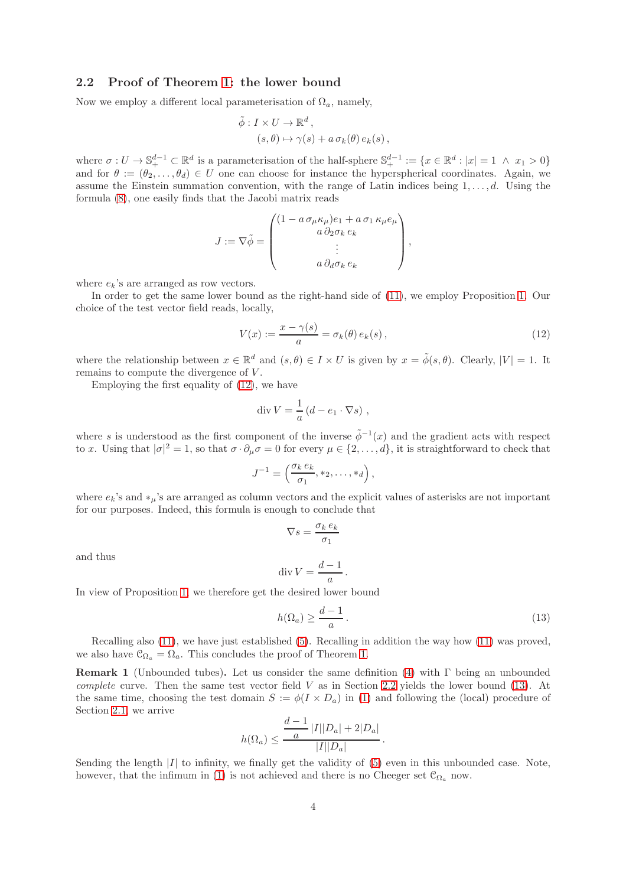### 2.2 Proof of Theorem 1: the lower bound

Now we employ a different local parameterisation of $\Omega_a$, namely,

$$\tilde{\phi} : I \times U \to \mathbb{R}^d ,$$
$$(s, \theta) \mapsto \gamma(s) + a\, \sigma_k(\theta)\, e_k(s) ,$$

where $\sigma : U \to \mathbb{S}^{d-1}_+ \subset \mathbb{R}^d$ is a parameterisation of the half-sphere $\mathbb{S}^{d-1}_+ := \{x \in \mathbb{R}^d : |x| = 1 \ \wedge \ x_1 > 0\}$ and for $\theta := (\theta_2, \dots, \theta_d) \in U$ one can choose for instance the hyperspherical coordinates. Again, we assume the Einstein summation convention, with the range of Latin indices being $1, \dots, d$. Using the formula (8), one easily finds that the Jacobi matrix reads

$$J := \nabla\tilde{\phi} = \begin{pmatrix} (1 - a\, \sigma_\mu \kappa_\mu) e_1 + a\, \sigma_1\, \kappa_\mu e_\mu \\ a\, \partial_2 \sigma_k\, e_k \\ \vdots \\ a\, \partial_d \sigma_k\, e_k \end{pmatrix},$$

where $e_k$'s are arranged as row vectors.

In order to get the same lower bound as the right-hand side of (11), we employ Proposition 1. Our choice of the test vector field reads, locally,

$$V(x) := \frac{x - \gamma(s)}{a} = \sigma_k(\theta)\, e_k(s) , \tag{12}$$

where the relationship between $x \in \mathbb{R}^d$ and $(s, \theta) \in I \times U$ is given by $x = \tilde{\phi}(s, \theta)$. Clearly, $|V| = 1$. It remains to compute the divergence of $V$.

Employing the first equality of (12), we have

$$\operatorname{div} V = \frac{1}{a} \left( d - e_1 \cdot \nabla s \right) ,$$

where $s$ is understood as the first component of the inverse $\tilde{\phi}^{-1}(x)$ and the gradient acts with respect to $x$. Using that $|\sigma|^2 = 1$, so that $\sigma \cdot \partial_\mu \sigma = 0$ for every $\mu \in \{2, \dots, d\}$, it is straightforward to check that

$$J^{-1} = \left( \frac{\sigma_k\, e_k}{\sigma_1}, *_2, \dots, *_d \right),$$

where $e_k$'s and $*_\mu$'s are arranged as column vectors and the explicit values of asterisks are not important for our purposes. Indeed, this formula is enough to conclude that

$$\nabla s = \frac{\sigma_k\, e_k}{\sigma_1}$$

and thus

$$\operatorname{div} V = \frac{d-1}{a} .$$

In view of Proposition 1, we therefore get the desired lower bound

$$h(\Omega_a) \geq \frac{d-1}{a} . \tag{13}$$

Recalling also (11), we have just established (5). Recalling in addition the way how (11) was proved, we also have $\mathcal{C}_{\Omega_a} = \Omega_a$. This concludes the proof of Theorem 1.

**Remark 1** (Unbounded tubes)**.** Let us consider the same definition (4) with $\Gamma$ being an unbounded *complete* curve. Then the same test vector field $V$ as in Section 2.2 yields the lower bound (13). At the same time, choosing the test domain $S := \phi(I \times D_a)$ in (1) and following the (local) procedure of Section 2.1, we arrive

$$h(\Omega_a) \leq \frac{\dfrac{d-1}{a}\, |I| |D_a| + 2|D_a|}{|I| |D_a|} .$$

Sending the length $|I|$ to infinity, we finally get the validity of (5) even in this unbounded case. Note, however, that the infimum in (1) is not achieved and there is no Cheeger set $\mathcal{C}_{\Omega_a}$ now.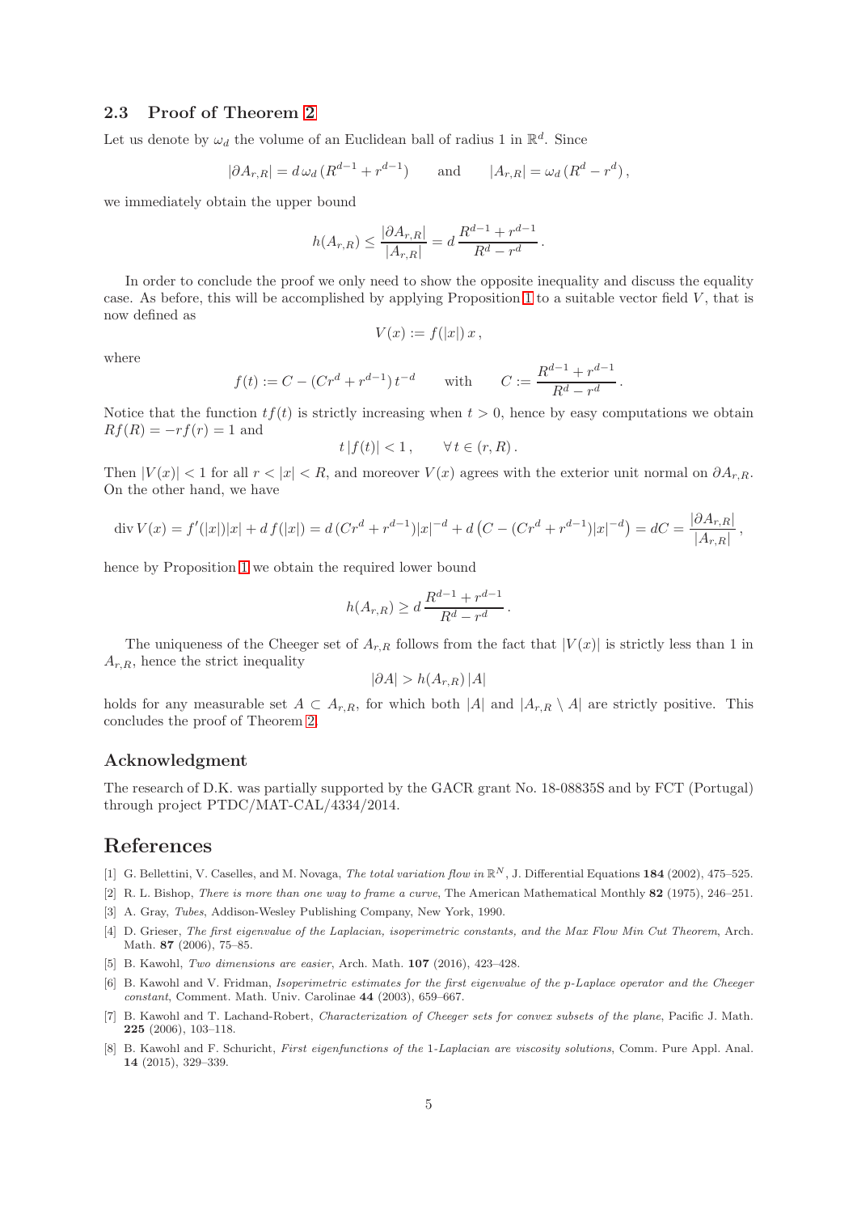### 2.3 Proof of Theorem 2

Let us denote by $\omega_d$ the volume of an Euclidean ball of radius 1 in $\mathbb{R}^d$. Since

$$|\partial A_{r,R}| = d\,\omega_d\,(R^{d-1} + r^{d-1}) \qquad \text{and} \qquad |A_{r,R}| = \omega_d\,(R^d - r^d)\,,$$

we immediately obtain the upper bound

$$h(A_{r,R}) \leq \frac{|\partial A_{r,R}|}{|A_{r,R}|} = d\,\frac{R^{d-1} + r^{d-1}}{R^d - r^d}\,.$$

In order to conclude the proof we only need to show the opposite inequality and discuss the equality case. As before, this will be accomplished by applying Proposition 1 to a suitable vector field $V$, that is now defined as

$$V(x) := f(|x|)\,x\,,$$

where

$$f(t) := C - (Cr^d + r^{d-1})\,t^{-d} \qquad \text{with} \qquad C := \frac{R^{d-1} + r^{d-1}}{R^d - r^d}\,.$$

Notice that the function $tf(t)$ is strictly increasing when $t > 0$, hence by easy computations we obtain $Rf(R) = -rf(r) = 1$ and

$$t\,|f(t)| < 1\,, \qquad \forall\, t \in (r, R)\,.$$

Then $|V(x)| < 1$ for all $r < |x| < R$, and moreover $V(x)$ agrees with the exterior unit normal on $\partial A_{r,R}$. On the other hand, we have

$$\operatorname{div} V(x) = f'(|x|)|x| + d\,f(|x|) = d\,(Cr^d + r^{d-1})|x|^{-d} + d\left(C - (Cr^d + r^{d-1})|x|^{-d}\right) = dC = \frac{|\partial A_{r,R}|}{|A_{r,R}|}\,,$$

hence by Proposition 1 we obtain the required lower bound

$$h(A_{r,R}) \geq d\,\frac{R^{d-1} + r^{d-1}}{R^d - r^d}\,.$$

The uniqueness of the Cheeger set of $A_{r,R}$ follows from the fact that $|V(x)|$ is strictly less than 1 in $A_{r,R}$, hence the strict inequality

$$|\partial A| > h(A_{r,R})\,|A|$$

holds for any measurable set $A \subset A_{r,R}$, for which both $|A|$ and $|A_{r,R} \setminus A|$ are strictly positive. This concludes the proof of Theorem 2.

## Acknowledgment

The research of D.K. was partially supported by the GACR grant No. 18-08835S and by FCT (Portugal) through project PTDC/MAT-CAL/4334/2014.

## References

[1] G. Bellettini, V. Caselles, and M. Novaga, *The total variation flow in* $\mathbb{R}^N$, J. Differential Equations **184** (2002), 475–525.

[2] R. L. Bishop, *There is more than one way to frame a curve*, The American Mathematical Monthly **82** (1975), 246–251.

[3] A. Gray, *Tubes*, Addison-Wesley Publishing Company, New York, 1990.

[4] D. Grieser, *The first eigenvalue of the Laplacian, isoperimetric constants, and the Max Flow Min Cut Theorem*, Arch. Math. **87** (2006), 75–85.

[5] B. Kawohl, *Two dimensions are easier*, Arch. Math. **107** (2016), 423–428.

[6] B. Kawohl and V. Fridman, *Isoperimetric estimates for the first eigenvalue of the p-Laplace operator and the Cheeger constant*, Comment. Math. Univ. Carolinae **44** (2003), 659–667.

[7] B. Kawohl and T. Lachand-Robert, *Characterization of Cheeger sets for convex subsets of the plane*, Pacific J. Math. **225** (2006), 103–118.

[8] B. Kawohl and F. Schuricht, *First eigenfunctions of the 1-Laplacian are viscosity solutions*, Comm. Pure Appl. Anal. **14** (2015), 329–339.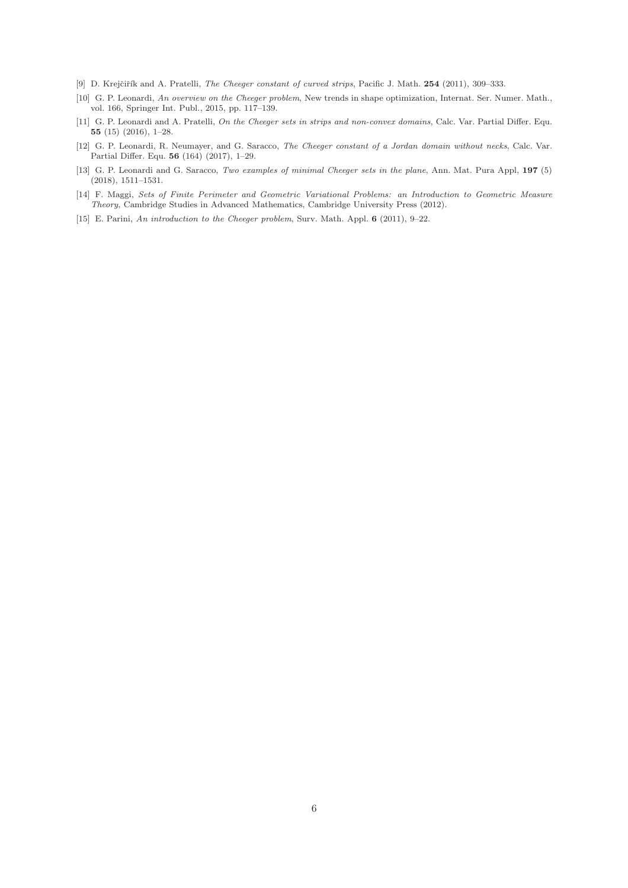[9] D. Krejčiřík and A. Pratelli, *The Cheeger constant of curved strips*, Pacific J. Math. **254** (2011), 309–333.

[10] G. P. Leonardi, *An overview on the Cheeger problem*, New trends in shape optimization, Internat. Ser. Numer. Math., vol. 166, Springer Int. Publ., 2015, pp. 117–139.

[11] G. P. Leonardi and A. Pratelli, *On the Cheeger sets in strips and non-convex domains*, Calc. Var. Partial Differ. Equ. **55** (15) (2016), 1–28.

[12] G. P. Leonardi, R. Neumayer, and G. Saracco, *The Cheeger constant of a Jordan domain without necks*, Calc. Var. Partial Differ. Equ. **56** (164) (2017), 1–29.

[13] G. P. Leonardi and G. Saracco, *Two examples of minimal Cheeger sets in the plane*, Ann. Mat. Pura Appl, **197** (5) (2018), 1511–1531.

[14] F. Maggi, *Sets of Finite Perimeter and Geometric Variational Problems: an Introduction to Geometric Measure Theory*, Cambridge Studies in Advanced Mathematics, Cambridge University Press (2012).

[15] E. Parini, *An introduction to the Cheeger problem*, Surv. Math. Appl. **6** (2011), 9–22.